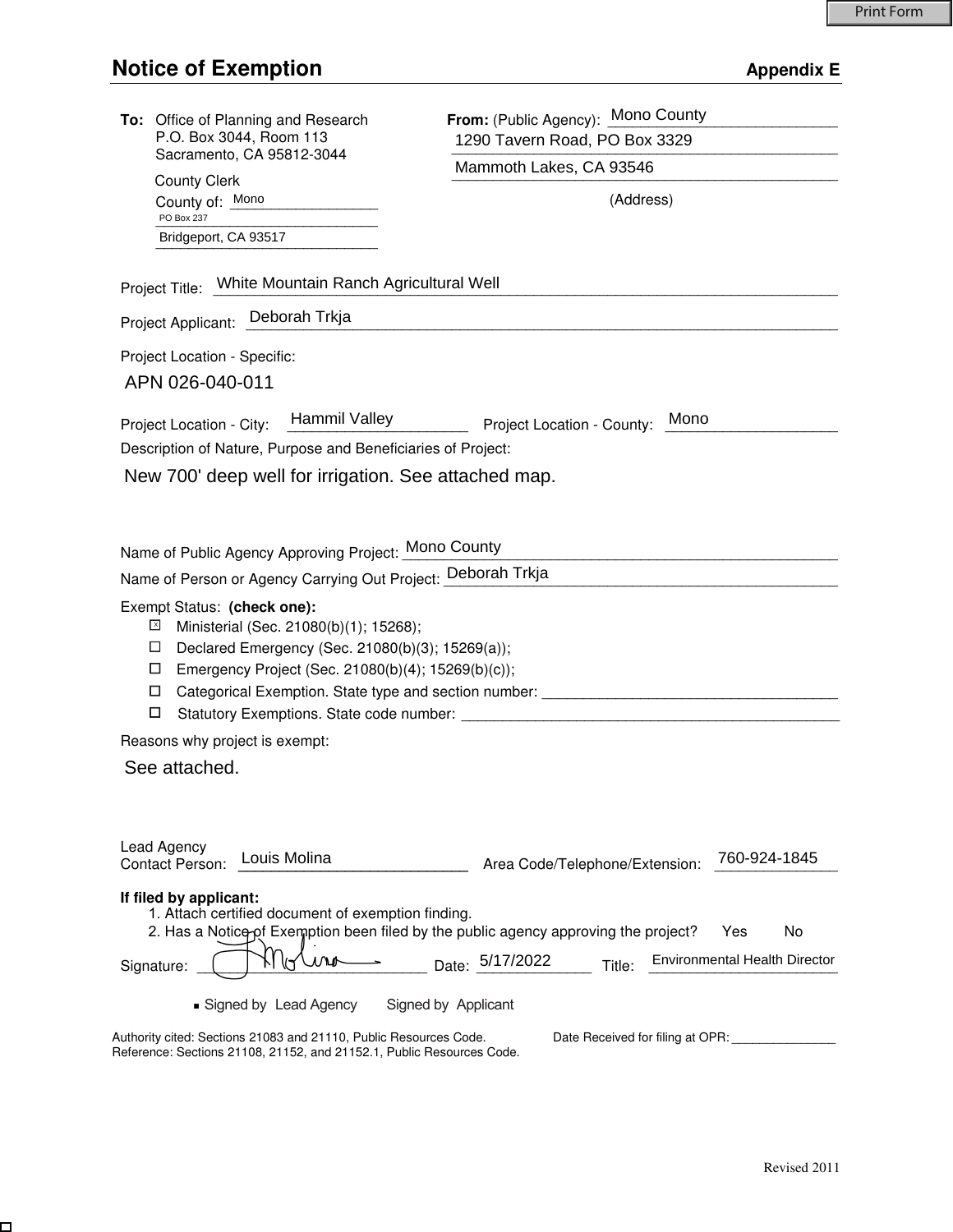# Notice of Exemption

**Appendix E**

**To:** Office of Planning and Research
P.O. Box 3044, Room 113
Sacramento, CA 95812-3044

County Clerk
County of: Mono
PO Box 237
Bridgeport, CA 93517

**From:** (Public Agency): Mono County
1290 Tavern Road, PO Box 3329
Mammoth Lakes, CA 93546
(Address)

Project Title: White Mountain Ranch Agricultural Well

Project Applicant: Deborah Trkja

Project Location - Specific:

APN 026-040-011

Project Location - City: Hammil Valley Project Location - County: Mono

Description of Nature, Purpose and Beneficiaries of Project:

New 700' deep well for irrigation. See attached map.

Name of Public Agency Approving Project: Mono County

Name of Person or Agency Carrying Out Project: Deborah Trkja

Exempt Status: **(check one):**

- [x] Ministerial (Sec. 21080(b)(1); 15268);
- [ ] Declared Emergency (Sec. 21080(b)(3); 15269(a));
- [ ] Emergency Project (Sec. 21080(b)(4); 15269(b)(c));
- [ ] Categorical Exemption. State type and section number: ____________
- [ ] Statutory Exemptions. State code number: ____________

Reasons why project is exempt:

See attached.

Lead Agency
Contact Person: Louis Molina Area Code/Telephone/Extension: 760-924-1845

**If filed by applicant:**
1. Attach certified document of exemption finding.
2. Has a Notice of Exemption been filed by the public agency approving the project? Yes No

Signature: [signature] Date: 5/17/2022 Title: Environmental Health Director

■ Signed by Lead Agency   Signed by Applicant

Authority cited: Sections 21083 and 21110, Public Resources Code.
Reference: Sections 21108, 21152, and 21152.1, Public Resources Code.

Date Received for filing at OPR: ____________

Revised 2011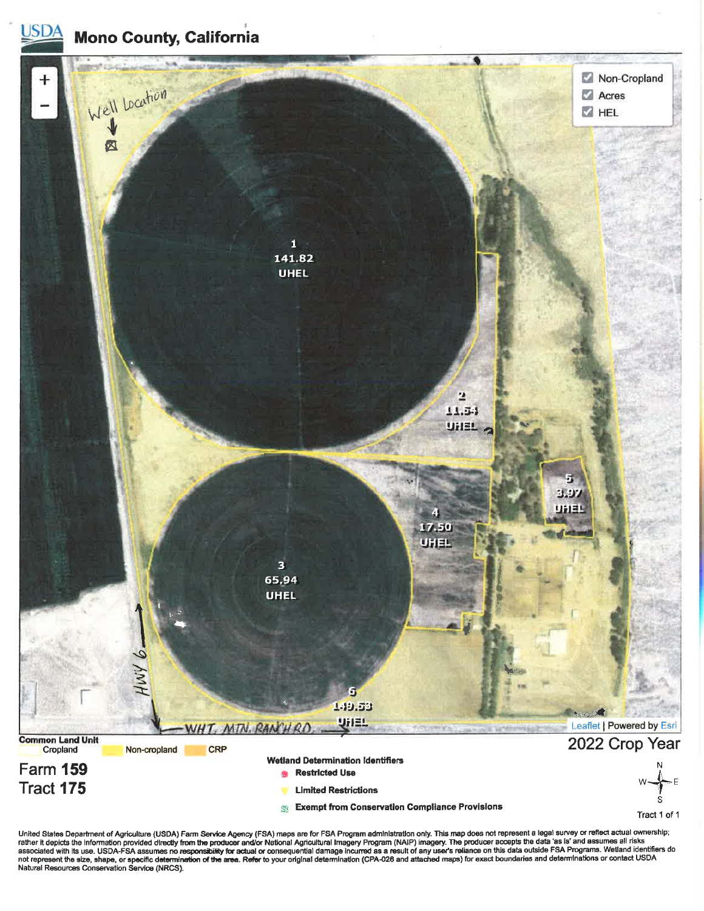# USDA Mono County, California

Non-Cropland
Acres
HEL

Well Location

1
141.82
UHEL

2
11.54
UHEL

3
65.94
UHEL

4
17.50
UHEL

5
3.97
UHEL

6
149.53
UHEL

HWY 6

WHT. MTN. RANCH RD.

Leaflet | Powered by Esri

**Common Land Unit**

Cropland | Non-cropland | CRP

## Farm 159
## Tract 175

**Wetland Determination Identifiers**

- **Restricted Use**
- **Limited Restrictions**
- **Exempt from Conservation Compliance Provisions**

2022 Crop Year

N
W E
S

Tract 1 of 1

United States Department of Agriculture (USDA) Farm Service Agency (FSA) maps are for FSA Program administration only. This map does not represent a legal survey or reflect actual ownership; rather it depicts the information provided directly from the producer and/or National Agricultural Imagery Program (NAIP) imagery. The producer accepts the data 'as is' and assumes all risks associated with its use. USDA-FSA assumes no responsibility for actual or consequential damage incurred as a result of any user's reliance on this data outside FSA Programs. Wetland identifiers do not represent the size, shape, or specific determination of the area. Refer to your original determination (CPA-026 and attached maps) for exact boundaries and determinations or contact USDA Natural Resources Conservation Service (NRCS).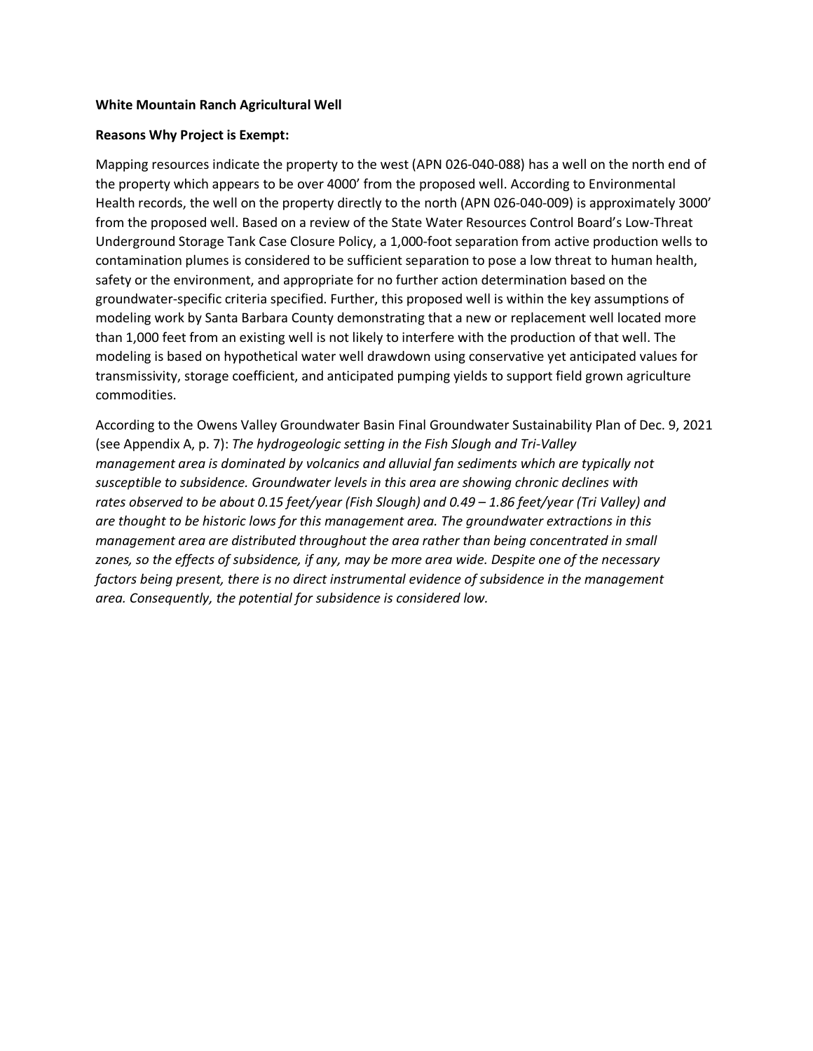**White Mountain Ranch Agricultural Well**

**Reasons Why Project is Exempt:**

Mapping resources indicate the property to the west (APN 026-040-088) has a well on the north end of the property which appears to be over 4000' from the proposed well. According to Environmental Health records, the well on the property directly to the north (APN 026-040-009) is approximately 3000' from the proposed well. Based on a review of the State Water Resources Control Board's Low-Threat Underground Storage Tank Case Closure Policy, a 1,000-foot separation from active production wells to contamination plumes is considered to be sufficient separation to pose a low threat to human health, safety or the environment, and appropriate for no further action determination based on the groundwater-specific criteria specified. Further, this proposed well is within the key assumptions of modeling work by Santa Barbara County demonstrating that a new or replacement well located more than 1,000 feet from an existing well is not likely to interfere with the production of that well. The modeling is based on hypothetical water well drawdown using conservative yet anticipated values for transmissivity, storage coefficient, and anticipated pumping yields to support field grown agriculture commodities.

According to the Owens Valley Groundwater Basin Final Groundwater Sustainability Plan of Dec. 9, 2021 (see Appendix A, p. 7): *The hydrogeologic setting in the Fish Slough and Tri-Valley management area is dominated by volcanics and alluvial fan sediments which are typically not susceptible to subsidence. Groundwater levels in this area are showing chronic declines with rates observed to be about 0.15 feet/year (Fish Slough) and 0.49 – 1.86 feet/year (Tri Valley) and are thought to be historic lows for this management area. The groundwater extractions in this management area are distributed throughout the area rather than being concentrated in small zones, so the effects of subsidence, if any, may be more area wide. Despite one of the necessary factors being present, there is no direct instrumental evidence of subsidence in the management area. Consequently, the potential for subsidence is considered low.*